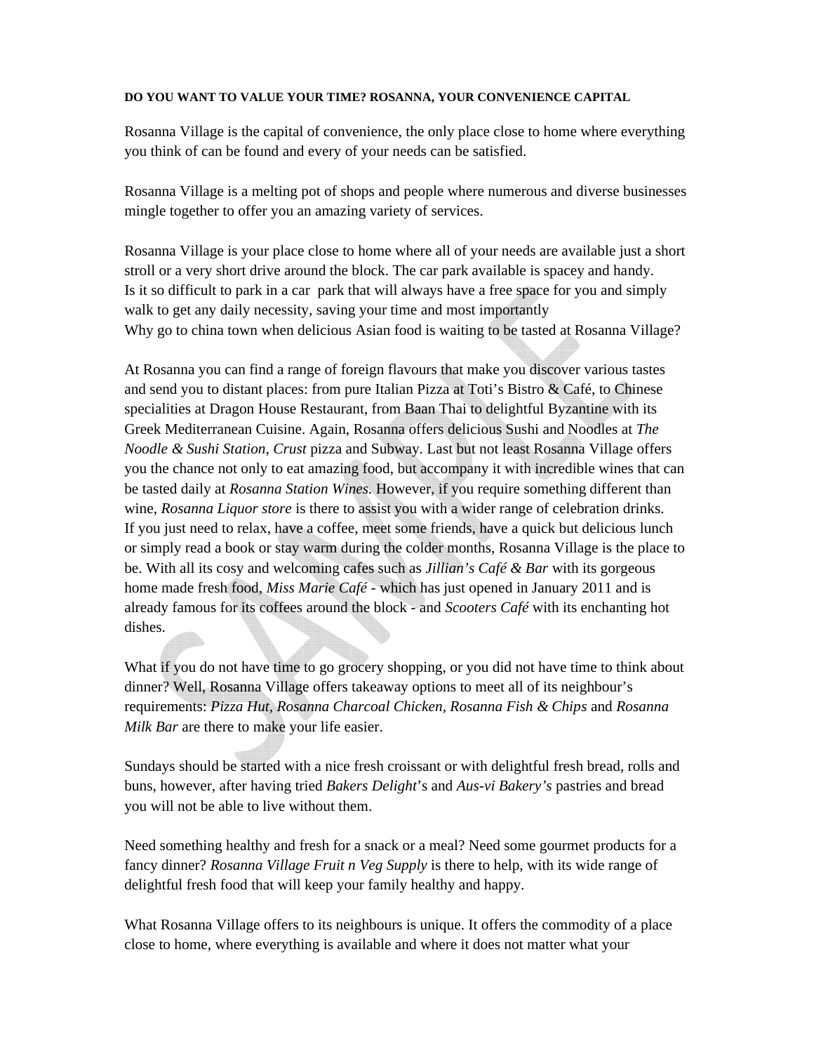**DO YOU WANT TO VALUE YOUR TIME? ROSANNA, YOUR CONVENIENCE CAPITAL**

Rosanna Village is the capital of convenience, the only place close to home where everything you think of can be found and every of your needs can be satisfied.

Rosanna Village is a melting pot of shops and people where numerous and diverse businesses mingle together to offer you an amazing variety of services.

Rosanna Village is your place close to home where all of your needs are available just a short stroll or a very short drive around the block. The car park available is spacey and handy. Is it so difficult to park in a car park that will always have a free space for you and simply walk to get any daily necessity, saving your time and most importantly
Why go to china town when delicious Asian food is waiting to be tasted at Rosanna Village?

At Rosanna you can find a range of foreign flavours that make you discover various tastes and send you to distant places: from pure Italian Pizza at Toti's Bistro & Café, to Chinese specialities at Dragon House Restaurant, from Baan Thai to delightful Byzantine with its Greek Mediterranean Cuisine. Again, Rosanna offers delicious Sushi and Noodles at *The Noodle & Sushi Station, Crust* pizza and Subway. Last but not least Rosanna Village offers you the chance not only to eat amazing food, but accompany it with incredible wines that can be tasted daily at *Rosanna Station Wines*. However, if you require something different than wine, *Rosanna Liquor store* is there to assist you with a wider range of celebration drinks. If you just need to relax, have a coffee, meet some friends, have a quick but delicious lunch or simply read a book or stay warm during the colder months, Rosanna Village is the place to be. With all its cosy and welcoming cafes such as *Jillian's Café & Bar* with its gorgeous home made fresh food, *Miss Marie Café* - which has just opened in January 2011 and is already famous for its coffees around the block - and *Scooters Café* with its enchanting hot dishes.

What if you do not have time to go grocery shopping, or you did not have time to think about dinner? Well, Rosanna Village offers takeaway options to meet all of its neighbour's requirements: *Pizza Hut, Rosanna Charcoal Chicken, Rosanna Fish & Chips* and *Rosanna Milk Bar* are there to make your life easier.

Sundays should be started with a nice fresh croissant or with delightful fresh bread, rolls and buns, however, after having tried *Bakers Delight*'s and *Aus-vi Bakery's* pastries and bread you will not be able to live without them.

Need something healthy and fresh for a snack or a meal? Need some gourmet products for a fancy dinner? *Rosanna Village Fruit n Veg Supply* is there to help, with its wide range of delightful fresh food that will keep your family healthy and happy.

What Rosanna Village offers to its neighbours is unique. It offers the commodity of a place close to home, where everything is available and where it does not matter what your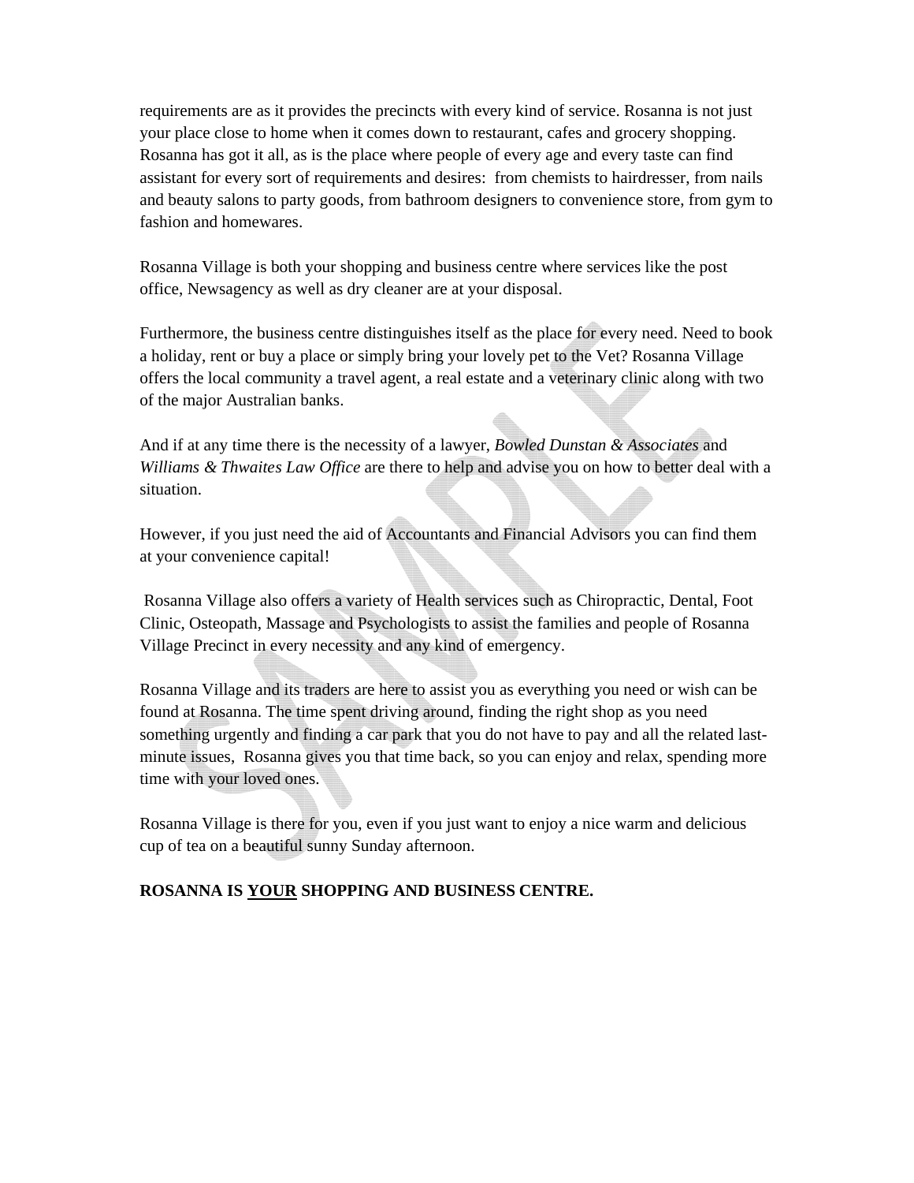requirements are as it provides the precincts with every kind of service. Rosanna is not just your place close to home when it comes down to restaurant, cafes and grocery shopping. Rosanna has got it all, as is the place where people of every age and every taste can find assistant for every sort of requirements and desires: from chemists to hairdresser, from nails and beauty salons to party goods, from bathroom designers to convenience store, from gym to fashion and homewares.

Rosanna Village is both your shopping and business centre where services like the post office, Newsagency as well as dry cleaner are at your disposal.

Furthermore, the business centre distinguishes itself as the place for every need. Need to book a holiday, rent or buy a place or simply bring your lovely pet to the Vet? Rosanna Village offers the local community a travel agent, a real estate and a veterinary clinic along with two of the major Australian banks.

And if at any time there is the necessity of a lawyer, *Bowled Dunstan & Associates* and *Williams & Thwaites Law Office* are there to help and advise you on how to better deal with a situation.

However, if you just need the aid of Accountants and Financial Advisors you can find them at your convenience capital!

Rosanna Village also offers a variety of Health services such as Chiropractic, Dental, Foot Clinic, Osteopath, Massage and Psychologists to assist the families and people of Rosanna Village Precinct in every necessity and any kind of emergency.

Rosanna Village and its traders are here to assist you as everything you need or wish can be found at Rosanna. The time spent driving around, finding the right shop as you need something urgently and finding a car park that you do not have to pay and all the related last-minute issues, Rosanna gives you that time back, so you can enjoy and relax, spending more time with your loved ones.

Rosanna Village is there for you, even if you just want to enjoy a nice warm and delicious cup of tea on a beautiful sunny Sunday afternoon.

**ROSANNA IS <u>YOUR</u> SHOPPING AND BUSINESS CENTRE.**